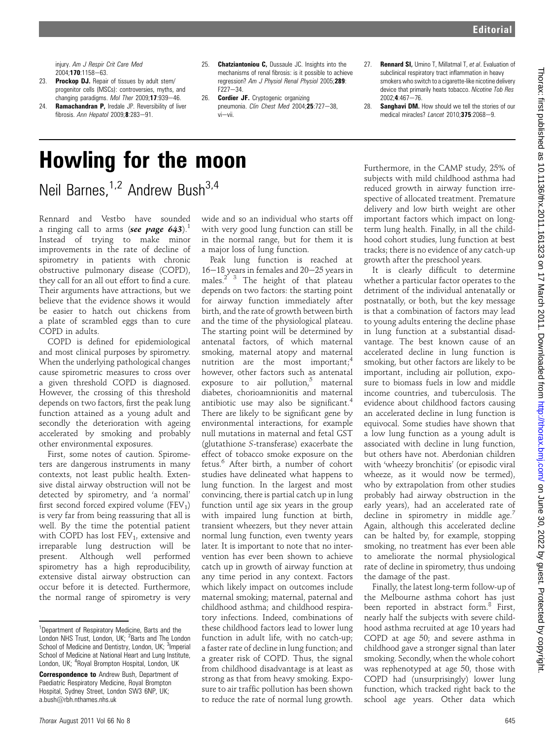injury. *Am J Respir Crit Care Med* 2004;**170**:1158–63.

23. **Prockop DJ.** Repair of tissues by adult stem/progenitor cells (MSCs): controversies, myths, and changing paradigms. *Mol Ther* 2009;**17**:939–46.
24. **Ramachandran P,** Iredale JP. Reversibility of liver fibrosis. *Ann Hepatol* 2009;**8**:283–91.
25. **Chatziantoniou C,** Dussaule JC. Insights into the mechanisms of renal fibrosis: is it possible to achieve regression? *Am J Physiol Renal Physiol* 2005;**289**: F227–34.
26. **Cordier JF.** Cryptogenic organizing pneumonia. *Clin Chest Med* 2004;**25**:727–38, vi–vii.
27. **Rennard SI,** Umino T, Millatmal T, *et al*. Evaluation of subclinical respiratory tract inflammation in heavy smokers who switch to a cigarette-like nicotine delivery device that primarily heats tobacco. *Nicotine Tob Res* 2002;**4**:467–76.
28. **Sanghavi DM.** How should we tell the stories of our medical miracles? *Lancet* 2010;**375**:2068–9.

# Howling for the moon

Neil Barnes,[1,2] Andrew Bush[3,4]

Rennard and Vestbo have sounded a ringing call to arms (***see page 643***).[1] Instead of trying to make minor improvements in the rate of decline of spirometry in patients with chronic obstructive pulmonary disease (COPD), they call for an all out effort to find a cure. Their arguments have attractions, but we believe that the evidence shows it would be easier to hatch out chickens from a plate of scrambled eggs than to cure COPD in adults.

COPD is defined for epidemiological and most clinical purposes by spirometry. When the underlying pathological changes cause spirometric measures to cross over a given threshold COPD is diagnosed. However, the crossing of this threshold depends on two factors, first the peak lung function attained as a young adult and secondly the deterioration with ageing accelerated by smoking and probably other environmental exposures.

First, some notes of caution. Spirometers are dangerous instruments in many contexts, not least public health. Extensive distal airway obstruction will not be detected by spirometry, and 'a normal' first second forced expired volume ($FEV_1$) is very far from being reassuring that all is well. By the time the potential patient with COPD has lost $FEV_1$, extensive and irreparable lung destruction will be present. Although well performed spirometry has a high reproducibility, extensive distal airway obstruction can occur before it is detected. Furthermore, the normal range of spirometry is very wide and so an individual who starts off with very good lung function can still be in the normal range, but for them it is a major loss of lung function.

Peak lung function is reached at 16–18 years in females and 20–25 years in males.[2 3] The height of that plateau depends on two factors: the starting point for airway function immediately after birth, and the rate of growth between birth and the time of the physiological plateau. The starting point will be determined by antenatal factors, of which maternal smoking, maternal atopy and maternal nutrition are the most important;[4] however, other factors such as antenatal exposure to air pollution,[5] maternal diabetes, chorioamnionitis and maternal antibiotic use may also be significant.[4] There are likely to be significant gene by environmental interactions, for example null mutations in maternal and fetal GST (glutathione *S*-transferase) exacerbate the effect of tobacco smoke exposure on the fetus.[6] After birth, a number of cohort studies have delineated what happens to lung function. In the largest and most convincing, there is partial catch up in lung function until age six years in the group with impaired lung function at birth, transient wheezers, but they never attain normal lung function, even twenty years later. It is important to note that no intervention has ever been shown to achieve catch up in growth of airway function at any time period in any context. Factors which likely impact on outcomes include maternal smoking; maternal, paternal and childhood asthma; and childhood respiratory infections. Indeed, combinations of these childhood factors lead to lower lung function in adult life, with no catch-up; a faster rate of decline in lung function; and a greater risk of COPD. Thus, the signal from childhood disadvantage is at least as strong as that from heavy smoking. Exposure to air traffic pollution has been shown to reduce the rate of normal lung growth. Furthermore, in the CAMP study, 25% of subjects with mild childhood asthma had reduced growth in airway function irrespective of allocated treatment. Premature delivery and low birth weight are other important factors which impact on long-term lung health. Finally, in all the childhood cohort studies, lung function at best tracks; there is no evidence of any catch-up growth after the preschool years.

It is clearly difficult to determine whether a particular factor operates to the detriment of the individual antenatally or postnatally, or both, but the key message is that a combination of factors may lead to young adults entering the decline phase in lung function at a substantial disadvantage. The best known cause of an accelerated decline in lung function is smoking, but other factors are likely to be important, including air pollution, exposure to biomass fuels in low and middle income countries, and tuberculosis. The evidence about childhood factors causing an accelerated decline in lung function is equivocal. Some studies have shown that a low lung function as a young adult is associated with decline in lung function, but others have not. Aberdonian children with 'wheezy bronchitis' (or episodic viral wheeze, as it would now be termed), who by extrapolation from other studies probably had airway obstruction in the early years), had an accelerated rate of decline in spirometry in middle age.[7] Again, although this accelerated decline can be halted by, for example, stopping smoking, no treatment has ever been able to ameliorate the normal physiological rate of decline in spirometry, thus undoing the damage of the past.

Finally, the latest long-term follow-up of the Melbourne asthma cohort has just been reported in abstract form.[8] First, nearly half the subjects with severe childhood asthma recruited at age 10 years had COPD at age 50; and severe asthma in childhood gave a stronger signal than later smoking. Secondly, when the whole cohort was rephenotyped at age 50, those with COPD had (unsurprisingly) lower lung function, which tracked right back to the school age years. Other data which

---

[1]Department of Respiratory Medicine, Barts and the London NHS Trust, London, UK; [2]Barts and The London School of Medicine and Dentistry, London, UK; [3]Imperial School of Medicine at National Heart and Lung Institute, London, UK; [4]Royal Brompton Hospital, London, UK

**Correspondence to** Andrew Bush, Department of Paediatric Respiratory Medicine, Royal Brompton Hospital, Sydney Street, London SW3 6NP, UK; a.bush@rbh.nthames.nhs.uk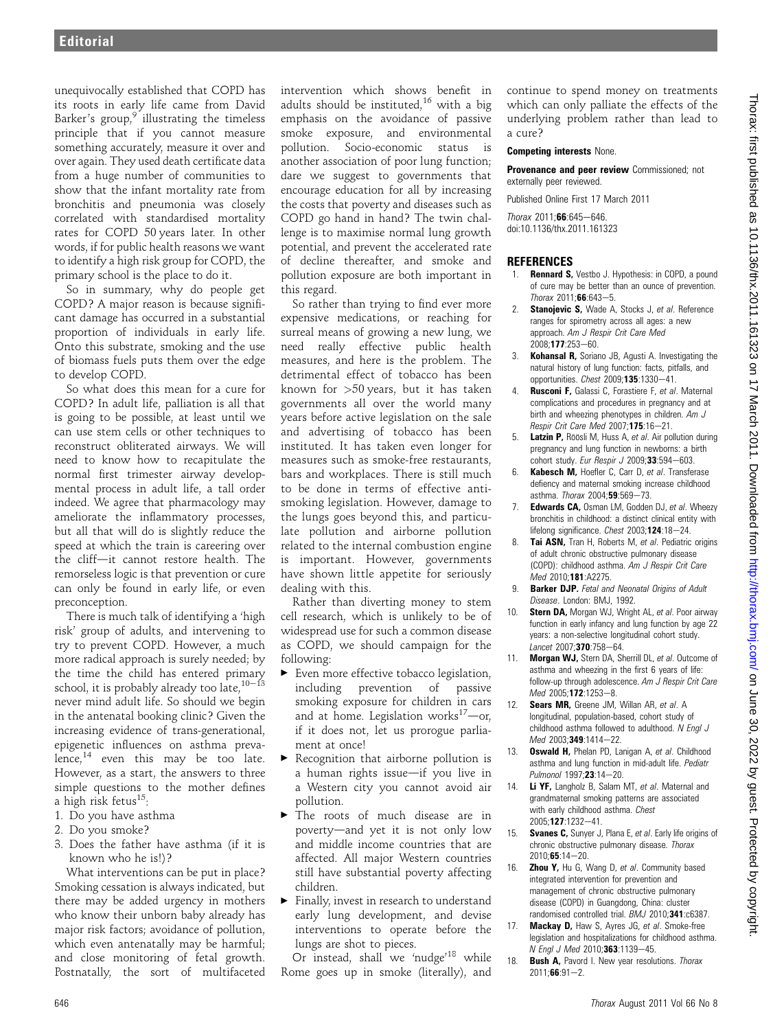unequivocally established that COPD has its roots in early life came from David Barker's group,[9] illustrating the timeless principle that if you cannot measure something accurately, measure it over and over again. They used death certificate data from a huge number of communities to show that the infant mortality rate from bronchitis and pneumonia was closely correlated with standardised mortality rates for COPD 50 years later. In other words, if for public health reasons we want to identify a high risk group for COPD, the primary school is the place to do it.

So in summary, why do people get COPD? A major reason is because significant damage has occurred in a substantial proportion of individuals in early life. Onto this substrate, smoking and the use of biomass fuels puts them over the edge to develop COPD.

So what does this mean for a cure for COPD? In adult life, palliation is all that is going to be possible, at least until we can use stem cells or other techniques to reconstruct obliterated airways. We will need to know how to recapitulate the normal first trimester airway developmental process in adult life, a tall order indeed. We agree that pharmacology may ameliorate the inflammatory processes, but all that will do is slightly reduce the speed at which the train is careering over the cliff—it cannot restore health. The remorseless logic is that prevention or cure can only be found in early life, or even preconception.

There is much talk of identifying a 'high risk' group of adults, and intervening to try to prevent COPD. However, a much more radical approach is surely needed; by the time the child has entered primary school, it is probably already too late,[10–13] never mind adult life. So should we begin in the antenatal booking clinic? Given the increasing evidence of trans-generational, epigenetic influences on asthma prevalence,[14] even this may be too late. However, as a start, the answers to three simple questions to the mother defines a high risk fetus[15]:

1. Do you have asthma
2. Do you smoke?
3. Does the father have asthma (if it is known who he is!)?

What interventions can be put in place? Smoking cessation is always indicated, but there may be added urgency in mothers who know their unborn baby already has major risk factors; avoidance of pollution, which even antenatally may be harmful; and close monitoring of fetal growth. Postnatally, the sort of multifaceted intervention which shows benefit in adults should be instituted,[16] with a big emphasis on the avoidance of passive smoke exposure, and environmental pollution. Socio-economic status is another association of poor lung function; dare we suggest to governments that encourage education for all by increasing the costs that poverty and diseases such as COPD go hand in hand? The twin challenge is to maximise normal lung growth potential, and prevent the accelerated rate of decline thereafter, and smoke and pollution exposure are both important in this regard.

So rather than trying to find ever more expensive medications, or reaching for surreal means of growing a new lung, we need really effective public health measures, and here is the problem. The detrimental effect of tobacco has been known for >50 years, but it has taken governments all over the world many years before active legislation on the sale and advertising of tobacco has been instituted. It has taken even longer for measures such as smoke-free restaurants, bars and workplaces. There is still much to be done in terms of effective anti-smoking legislation. However, damage to the lungs goes beyond this, and particulate pollution and airborne pollution related to the internal combustion engine is important. However, governments have shown little appetite for seriously dealing with this.

Rather than diverting money to stem cell research, which is unlikely to be of widespread use for such a common disease as COPD, we should campaign for the following:

- Even more effective tobacco legislation, including prevention of passive smoking exposure for children in cars and at home. Legislation works[17]—or, if it does not, let us prorogue parliament at once!
- Recognition that airborne pollution is a human rights issue—if you live in a Western city you cannot avoid air pollution.
- The roots of much disease are in poverty—and yet it is not only low and middle income countries that are affected. All major Western countries still have substantial poverty affecting children.
- Finally, invest in research to understand early lung development, and devise interventions to operate before the lungs are shot to pieces.

Or instead, shall we 'nudge'[18] while Rome goes up in smoke (literally), and continue to spend money on treatments which can only palliate the effects of the underlying problem rather than lead to a cure?

**Competing interests** None.

**Provenance and peer review** Commissioned; not externally peer reviewed.

Published Online First 17 March 2011

*Thorax* 2011;**66**:645–646.
doi:10.1136/thx.2011.161323

## REFERENCES

1. **Rennard S**, Vestbo J. Hypothesis: in COPD, a pound of cure may be better than an ounce of prevention. *Thorax* 2011;**66**:643–5.
2. **Stanojevic S**, Wade A, Stocks J, *et al*. Reference ranges for spirometry across all ages: a new approach. *Am J Respir Crit Care Med* 2008;**177**:253–60.
3. **Kohansal R**, Soriano JB, Agusti A. Investigating the natural history of lung function: facts, pitfalls, and opportunities. *Chest* 2009;**135**:1330–41.
4. **Rusconi F**, Galassi C, Forastiere F, *et al*. Maternal complications and procedures in pregnancy and at birth and wheezing phenotypes in children. *Am J Respir Crit Care Med* 2007;**175**:16–21.
5. **Latzin P**, Röösli M, Huss A, *et al*. Air pollution during pregnancy and lung function in newborns: a birth cohort study. *Eur Respir J* 2009;**33**:594–603.
6. **Kabesch M**, Hoefler C, Carr D, *et al*. Transferase defiency and maternal smoking increase childhood asthma. *Thorax* 2004;**59**:569–73.
7. **Edwards CA**, Osman LM, Godden DJ, *et al*. Wheezy bronchitis in childhood: a distinct clinical entity with lifelong significance. *Chest* 2003;**124**:18–24.
8. **Tai ASN**, Tran H, Roberts M, *et al*. Pediatric origins of adult chronic obstructive pulmonary disease (COPD): childhood asthma. *Am J Respir Crit Care Med* 2010;**181**:A2275.
9. **Barker DJP**. *Fetal and Neonatal Origins of Adult Disease*. London: BMJ, 1992.
10. **Stern DA**, Morgan WJ, Wright AL, *et al*. Poor airway function in early infancy and lung function by age 22 years: a non-selective longitudinal cohort study. *Lancet* 2007;**370**:758–64.
11. **Morgan WJ**, Stern DA, Sherrill DL, *et al*. Outcome of asthma and wheezing in the first 6 years of life: follow-up through adolescence. *Am J Respir Crit Care Med* 2005;**172**:1253–8.
12. **Sears MR**, Greene JM, Willan AR, *et al*. A longitudinal, population-based, cohort study of childhood asthma followed to adulthood. *N Engl J Med* 2003;**349**:1414–22.
13. **Oswald H**, Phelan PD, Lanigan A, *et al*. Childhood asthma and lung function in mid-adult life. *Pediatr Pulmonol* 1997;**23**:14–20.
14. **Li YF**, Langholz B, Salam MT, *et al*. Maternal and grandmaternal smoking patterns are associated with early childhood asthma. *Chest* 2005;**127**:1232–41.
15. **Svanes C**, Sunyer J, Plana E, *et al*. Early life origins of chronic obstructive pulmonary disease. *Thorax* 2010;**65**:14–20.
16. **Zhou Y**, Hu G, Wang D, *et al*. Community based integrated intervention for prevention and management of chronic obstructive pulmonary disease (COPD) in Guangdong, China: cluster randomised controlled trial. *BMJ* 2010;**341**:c6387.
17. **Mackay D**, Haw S, Ayres JG, *et al*. Smoke-free legislation and hospitalizations for childhood asthma. *N Engl J Med* 2010;**363**:1139–45.
18. **Bush A**, Pavord I. New year resolutions. *Thorax* 2011;**66**:91–2.